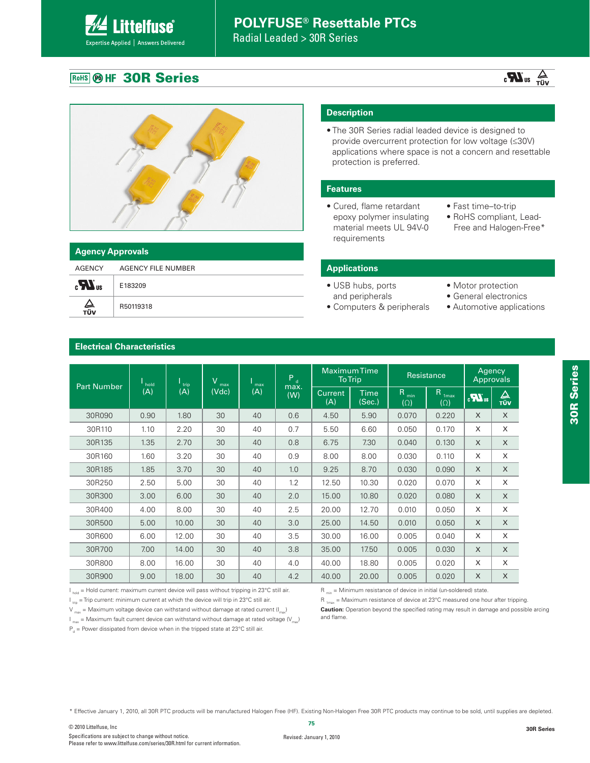# POLYFUSE® Resettable PTCs

Radial Leaded > 30R Series

## 30R Series

### Agency Approvals

| AGENCY | AGENCY FILE NUMBER |
|---|---|
| cULus | E183209 |
| TÜV | R50119318 |

### Description

- The 30R Series radial leaded device is designed to provide overcurrent protection for low voltage (≤30V) applications where space is not a concern and resettable protection is preferred.

### Features

- Cured, flame retardant epoxy polymer insulating material meets UL 94V-0 requirements
- Fast time–to-trip
- RoHS compliant, Lead-Free and Halogen-Free*

### Applications

- USB hubs, ports and peripherals
- Computers & peripherals
- Motor protection
- General electronics
- Automotive applications

### Electrical Characteristics

| Part Number | $I_{hold}$ (A) | $I_{trip}$ (A) | $V_{max}$ (Vdc) | $I_{max}$ (A) | $P_d$ max. (W) | Maximum Time To Trip | | Resistance | | Agency Approvals | |
|---|---|---|---|---|---|---|---|---|---|---|---|
| | | | | | | Current (A) | Time (Sec.) | $R_{min}$ (Ω) | $R_{1max}$ (Ω) | cULus | TÜV |
| 30R090 | 0.90 | 1.80 | 30 | 40 | 0.6 | 4.50 | 5.90 | 0.070 | 0.220 | X | X |
| 30R110 | 1.10 | 2.20 | 30 | 40 | 0.7 | 5.50 | 6.60 | 0.050 | 0.170 | X | X |
| 30R135 | 1.35 | 2.70 | 30 | 40 | 0.8 | 6.75 | 7.30 | 0.040 | 0.130 | X | X |
| 30R160 | 1.60 | 3.20 | 30 | 40 | 0.9 | 8.00 | 8.00 | 0.030 | 0.110 | X | X |
| 30R185 | 1.85 | 3.70 | 30 | 40 | 1.0 | 9.25 | 8.70 | 0.030 | 0.090 | X | X |
| 30R250 | 2.50 | 5.00 | 30 | 40 | 1.2 | 12.50 | 10.30 | 0.020 | 0.070 | X | X |
| 30R300 | 3.00 | 6.00 | 30 | 40 | 2.0 | 15.00 | 10.80 | 0.020 | 0.080 | X | X |
| 30R400 | 4.00 | 8.00 | 30 | 40 | 2.5 | 20.00 | 12.70 | 0.010 | 0.050 | X | X |
| 30R500 | 5.00 | 10.00 | 30 | 40 | 3.0 | 25.00 | 14.50 | 0.010 | 0.050 | X | X |
| 30R600 | 6.00 | 12.00 | 30 | 40 | 3.5 | 30.00 | 16.00 | 0.005 | 0.040 | X | X |
| 30R700 | 7.00 | 14.00 | 30 | 40 | 3.8 | 35.00 | 17.50 | 0.005 | 0.030 | X | X |
| 30R800 | 8.00 | 16.00 | 30 | 40 | 4.0 | 40.00 | 18.80 | 0.005 | 0.020 | X | X |
| 30R900 | 9.00 | 18.00 | 30 | 40 | 4.2 | 40.00 | 20.00 | 0.005 | 0.020 | X | X |

$I_{hold}$ = Hold current: maximum current device will pass without tripping in 23°C still air.
$I_{trip}$ = Trip current: minimum current at which the device will trip in 23°C still air.
$V_{max}$ = Maximum voltage device can withstand without damage at rated current ($I_{max}$)
$I_{max}$ = Maximum fault current device can withstand without damage at rated voltage ($V_{max}$)
$P_d$ = Power dissipated from device when in the tripped state at 23°C still air.

$R_{min}$ = Minimum resistance of device in initial (un-soldered) state.
$R_{1max}$ = Maximum resistance of device at 23°C measured one hour after tripping.
**Caution:** Operation beyond the specified rating may result in damage and possible arcing and flame.

* Effective January 1, 2010, all 30R PTC products will be manufactured Halogen Free (HF). Existing Non-Halogen Free 30R PTC products may continue to be sold, until supplies are depleted.

© 2010 Littelfuse, Inc
Specifications are subject to change without notice.
Please refer to www.littelfuse.com/series/30R.html for current information.

Revised: January 1, 2010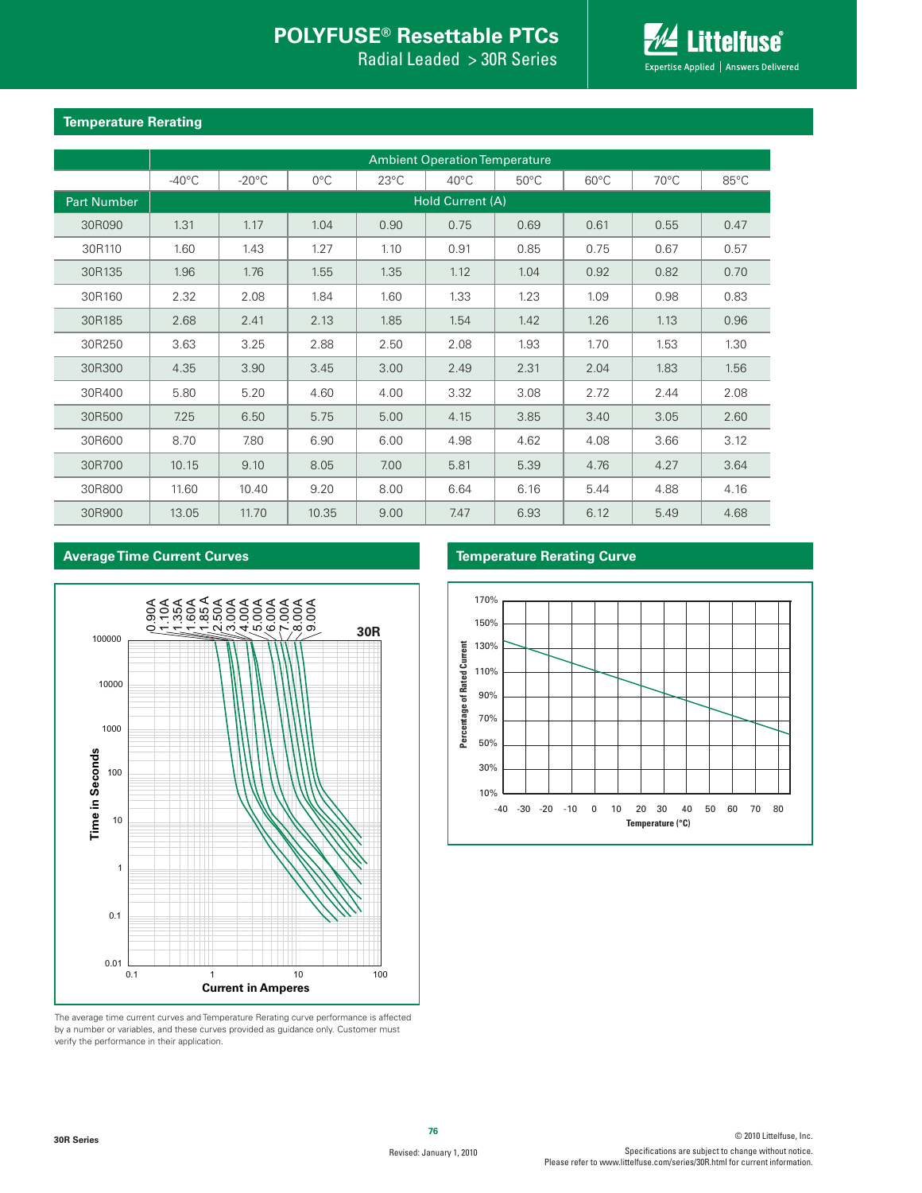## Temperature Rerating

| | Ambient Operation Temperature | | | | | | | | |
|---|---|---|---|---|---|---|---|---|---|
| | -40°C | -20°C | 0°C | 23°C | 40°C | 50°C | 60°C | 70°C | 85°C |
| Part Number | Hold Current (A) | | | | | | | | |
| 30R090 | 1.31 | 1.17 | 1.04 | 0.90 | 0.75 | 0.69 | 0.61 | 0.55 | 0.47 |
| 30R110 | 1.60 | 1.43 | 1.27 | 1.10 | 0.91 | 0.85 | 0.75 | 0.67 | 0.57 |
| 30R135 | 1.96 | 1.76 | 1.55 | 1.35 | 1.12 | 1.04 | 0.92 | 0.82 | 0.70 |
| 30R160 | 2.32 | 2.08 | 1.84 | 1.60 | 1.33 | 1.23 | 1.09 | 0.98 | 0.83 |
| 30R185 | 2.68 | 2.41 | 2.13 | 1.85 | 1.54 | 1.42 | 1.26 | 1.13 | 0.96 |
| 30R250 | 3.63 | 3.25 | 2.88 | 2.50 | 2.08 | 1.93 | 1.70 | 1.53 | 1.30 |
| 30R300 | 4.35 | 3.90 | 3.45 | 3.00 | 2.49 | 2.31 | 2.04 | 1.83 | 1.56 |
| 30R400 | 5.80 | 5.20 | 4.60 | 4.00 | 3.32 | 3.08 | 2.72 | 2.44 | 2.08 |
| 30R500 | 7.25 | 6.50 | 5.75 | 5.00 | 4.15 | 3.85 | 3.40 | 3.05 | 2.60 |
| 30R600 | 8.70 | 7.80 | 6.90 | 6.00 | 4.98 | 4.62 | 4.08 | 3.66 | 3.12 |
| 30R700 | 10.15 | 9.10 | 8.05 | 7.00 | 5.81 | 5.39 | 4.76 | 4.27 | 3.64 |
| 30R800 | 11.60 | 10.40 | 9.20 | 8.00 | 6.64 | 6.16 | 5.44 | 4.88 | 4.16 |
| 30R900 | 13.05 | 11.70 | 10.35 | 9.00 | 7.47 | 6.93 | 6.12 | 5.49 | 4.68 |

## Average Time Current Curves

## Temperature Rerating Curve

The average time current curves and Temperature Rerating curve performance is affected by a number or variables, and these curves provided as guidance only. Customer must verify the performance in their application.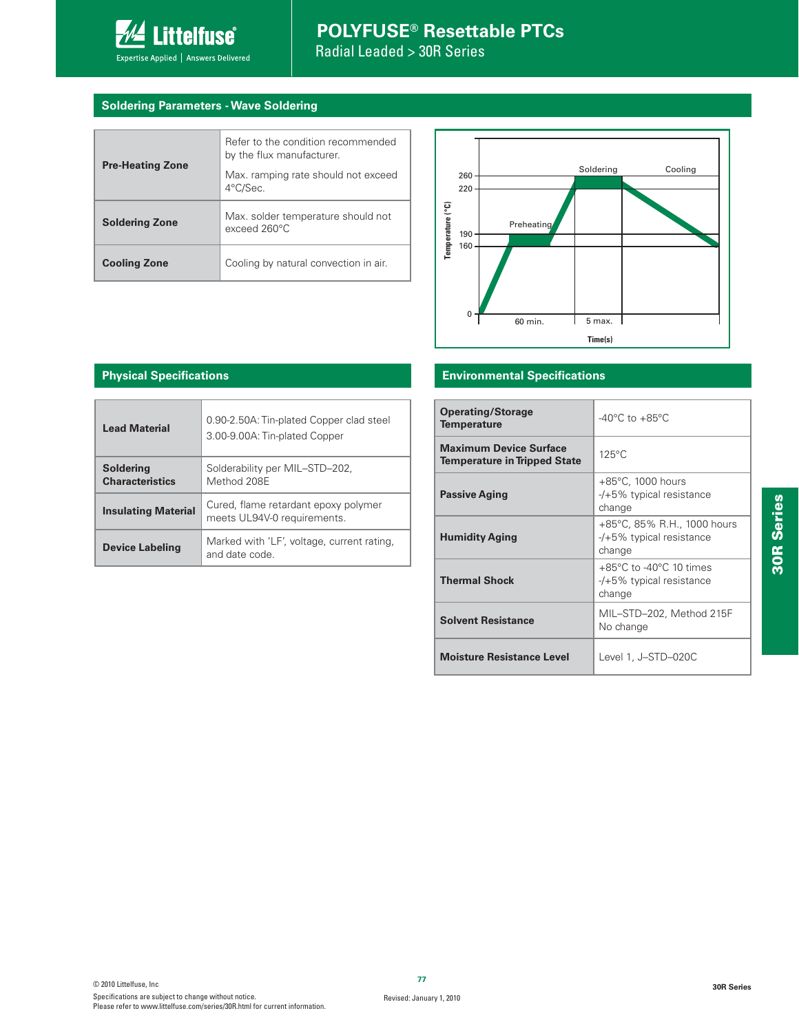## Soldering Parameters - Wave Soldering

| | |
|---|---|
| **Pre-Heating Zone** | Refer to the condition recommended by the flux manufacturer. Max. ramping rate should not exceed 4°C/Sec. |
| **Soldering Zone** | Max. solder temperature should not exceed 260°C |
| **Cooling Zone** | Cooling by natural convection in air. |

## Physical Specifications

| | |
|---|---|
| **Lead Material** | 0.90-2.50A: Tin-plated Copper clad steel<br>3.00-9.00A: Tin-plated Copper |
| **Soldering Characteristics** | Solderability per MIL–STD–202, Method 208E |
| **Insulating Material** | Cured, flame retardant epoxy polymer meets UL94V-0 requirements. |
| **Device Labeling** | Marked with 'LF', voltage, current rating, and date code. |

## Environmental Specifications

| | |
|---|---|
| **Operating/Storage Temperature** | -40°C to +85°C |
| **Maximum Device Surface Temperature in Tripped State** | 125°C |
| **Passive Aging** | +85°C, 1000 hours -/+5% typical resistance change |
| **Humidity Aging** | +85°C, 85% R.H., 1000 hours -/+5% typical resistance change |
| **Thermal Shock** | +85°C to -40°C 10 times -/+5% typical resistance change |
| **Solvent Resistance** | MIL–STD–202, Method 215F No change |
| **Moisture Resistance Level** | Level 1, J–STD–020C |

© 2010 Littelfuse, Inc
Specifications are subject to change without notice.
Please refer to www.littelfuse.com/series/30R.html for current information.

Revised: January 1, 2010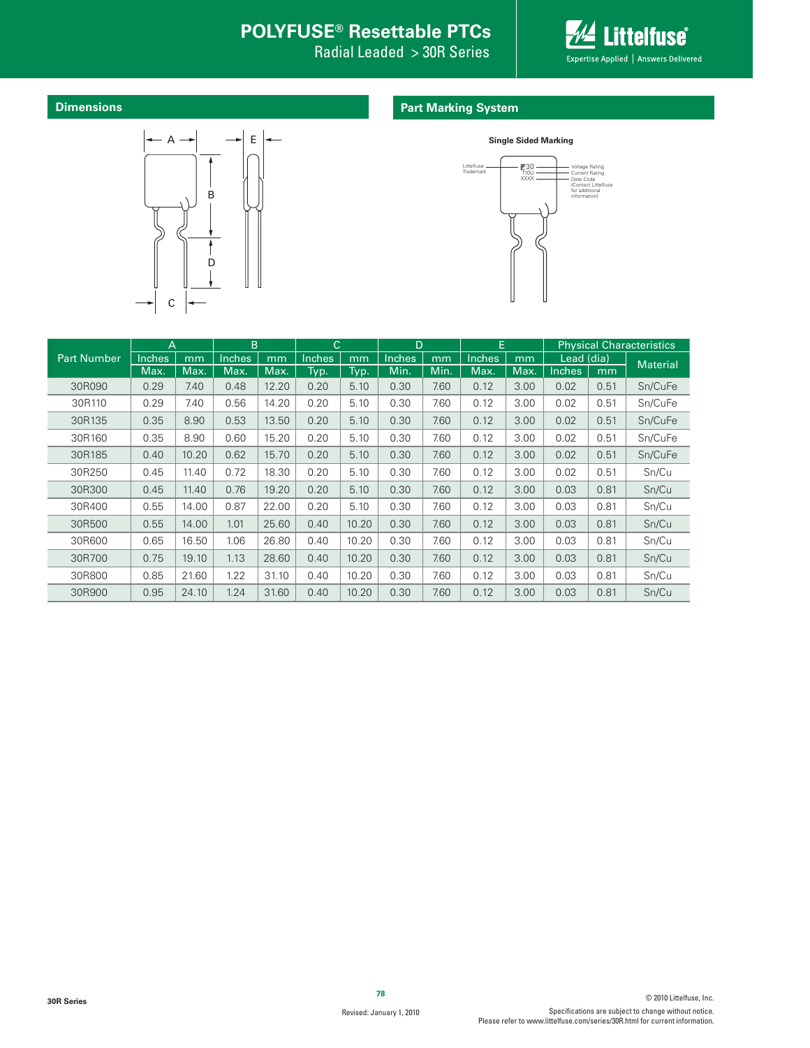## Dimensions

## Part Marking System

**Single Sided Marking**

Littelfuse Trademark — LF30 — Voltage Rating
110U — Current Rating
XXXX — Date Code (Contact Littelfuse for additional information)

| Part Number | A | | B | | C | | D | | E | | Physical Characteristics | | |
|---|---|---|---|---|---|---|---|---|---|---|---|---|---|
| | Inches | mm | Inches | mm | Inches | mm | Inches | mm | Inches | mm | Lead (dia) | | Material |
| | Max. | Max. | Max. | Max. | Typ. | Typ. | Min. | Min. | Max. | Max. | Inches | mm | |
| 30R090 | 0.29 | 7.40 | 0.48 | 12.20 | 0.20 | 5.10 | 0.30 | 7.60 | 0.12 | 3.00 | 0.02 | 0.51 | Sn/CuFe |
| 30R110 | 0.29 | 7.40 | 0.56 | 14.20 | 0.20 | 5.10 | 0.30 | 7.60 | 0.12 | 3.00 | 0.02 | 0.51 | Sn/CuFe |
| 30R135 | 0.35 | 8.90 | 0.53 | 13.50 | 0.20 | 5.10 | 0.30 | 7.60 | 0.12 | 3.00 | 0.02 | 0.51 | Sn/CuFe |
| 30R160 | 0.35 | 8.90 | 0.60 | 15.20 | 0.20 | 5.10 | 0.30 | 7.60 | 0.12 | 3.00 | 0.02 | 0.51 | Sn/CuFe |
| 30R185 | 0.40 | 10.20 | 0.62 | 15.70 | 0.20 | 5.10 | 0.30 | 7.60 | 0.12 | 3.00 | 0.02 | 0.51 | Sn/CuFe |
| 30R250 | 0.45 | 11.40 | 0.72 | 18.30 | 0.20 | 5.10 | 0.30 | 7.60 | 0.12 | 3.00 | 0.02 | 0.51 | Sn/Cu |
| 30R300 | 0.45 | 11.40 | 0.76 | 19.20 | 0.20 | 5.10 | 0.30 | 7.60 | 0.12 | 3.00 | 0.03 | 0.81 | Sn/Cu |
| 30R400 | 0.55 | 14.00 | 0.87 | 22.00 | 0.20 | 5.10 | 0.30 | 7.60 | 0.12 | 3.00 | 0.03 | 0.81 | Sn/Cu |
| 30R500 | 0.55 | 14.00 | 1.01 | 25.60 | 0.40 | 10.20 | 0.30 | 7.60 | 0.12 | 3.00 | 0.03 | 0.81 | Sn/Cu |
| 30R600 | 0.65 | 16.50 | 1.06 | 26.80 | 0.40 | 10.20 | 0.30 | 7.60 | 0.12 | 3.00 | 0.03 | 0.81 | Sn/Cu |
| 30R700 | 0.75 | 19.10 | 1.13 | 28.60 | 0.40 | 10.20 | 0.30 | 7.60 | 0.12 | 3.00 | 0.03 | 0.81 | Sn/Cu |
| 30R800 | 0.85 | 21.60 | 1.22 | 31.10 | 0.40 | 10.20 | 0.30 | 7.60 | 0.12 | 3.00 | 0.03 | 0.81 | Sn/Cu |
| 30R900 | 0.95 | 24.10 | 1.24 | 31.60 | 0.40 | 10.20 | 0.30 | 7.60 | 0.12 | 3.00 | 0.03 | 0.81 | Sn/Cu |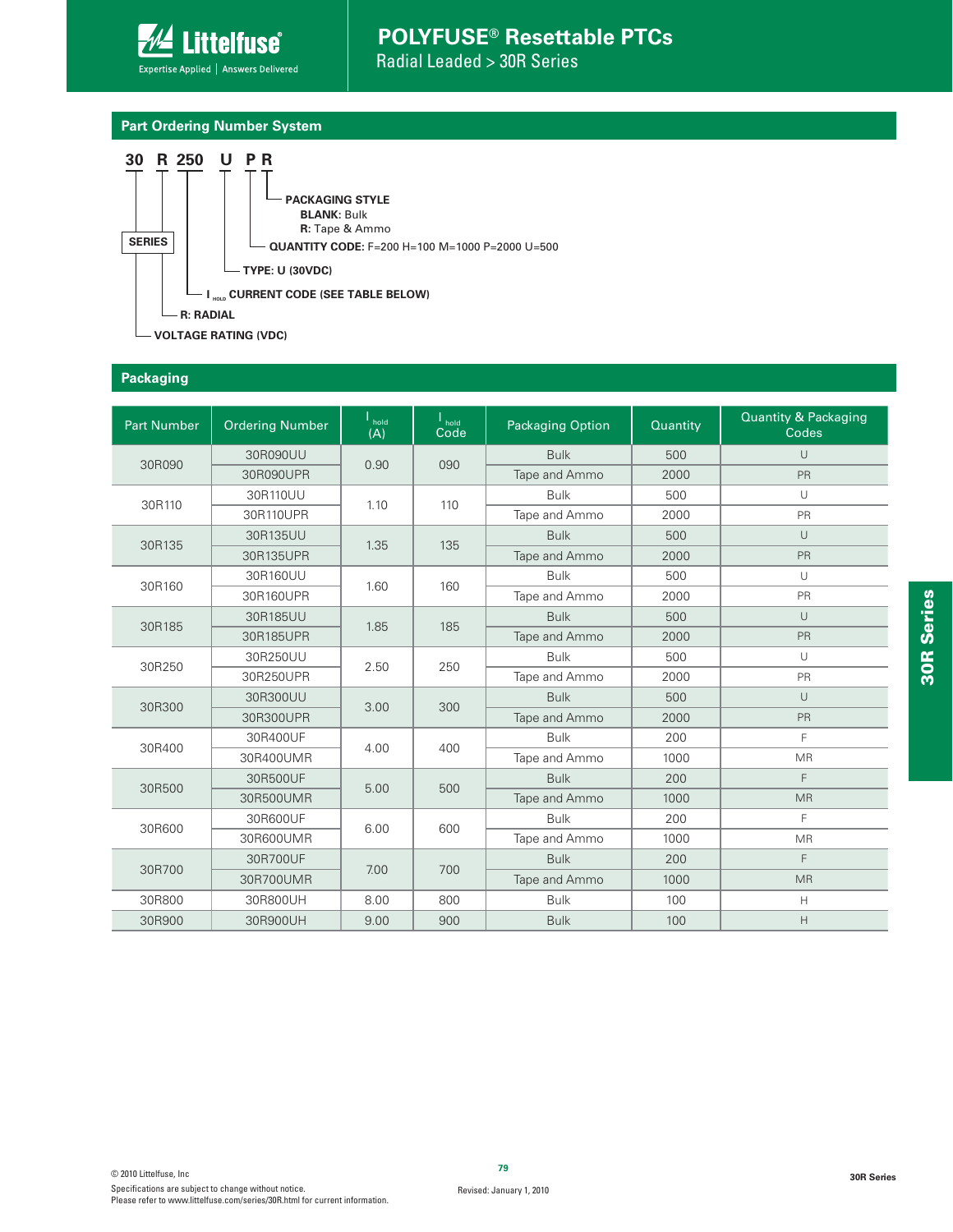## Part Ordering Number System

**30 R 250 U P R**

- **SERIES**
- **30**: VOLTAGE RATING (VDC)
- **R**: RADIAL
- **250**: $I_{HOLD}$ CURRENT CODE (SEE TABLE BELOW)
- **U**: TYPE: U (30VDC)
- **P**: QUANTITY CODE: F=200 H=100 M=1000 P=2000 U=500
- **R**: PACKAGING STYLE
  - **BLANK:** Bulk
  - **R:** Tape & Ammo

## Packaging

| Part Number | Ordering Number | $I_{hold}$ (A) | $I_{hold}$ Code | Packaging Option | Quantity | Quantity & Packaging Codes |
|---|---|---|---|---|---|---|
| 30R090 | 30R090UU | 0.90 | 090 | Bulk | 500 | U |
| | 30R090UPR | | | Tape and Ammo | 2000 | PR |
| 30R110 | 30R110UU | 1.10 | 110 | Bulk | 500 | U |
| | 30R110UPR | | | Tape and Ammo | 2000 | PR |
| 30R135 | 30R135UU | 1.35 | 135 | Bulk | 500 | U |
| | 30R135UPR | | | Tape and Ammo | 2000 | PR |
| 30R160 | 30R160UU | 1.60 | 160 | Bulk | 500 | U |
| | 30R160UPR | | | Tape and Ammo | 2000 | PR |
| 30R185 | 30R185UU | 1.85 | 185 | Bulk | 500 | U |
| | 30R185UPR | | | Tape and Ammo | 2000 | PR |
| 30R250 | 30R250UU | 2.50 | 250 | Bulk | 500 | U |
| | 30R250UPR | | | Tape and Ammo | 2000 | PR |
| 30R300 | 30R300UU | 3.00 | 300 | Bulk | 500 | U |
| | 30R300UPR | | | Tape and Ammo | 2000 | PR |
| 30R400 | 30R400UF | 4.00 | 400 | Bulk | 200 | F |
| | 30R400UMR | | | Tape and Ammo | 1000 | MR |
| 30R500 | 30R500UF | 5.00 | 500 | Bulk | 200 | F |
| | 30R500UMR | | | Tape and Ammo | 1000 | MR |
| 30R600 | 30R600UF | 6.00 | 600 | Bulk | 200 | F |
| | 30R600UMR | | | Tape and Ammo | 1000 | MR |
| 30R700 | 30R700UF | 7.00 | 700 | Bulk | 200 | F |
| | 30R700UMR | | | Tape and Ammo | 1000 | MR |
| 30R800 | 30R800UH | 8.00 | 800 | Bulk | 100 | H |
| 30R900 | 30R900UH | 9.00 | 900 | Bulk | 100 | H |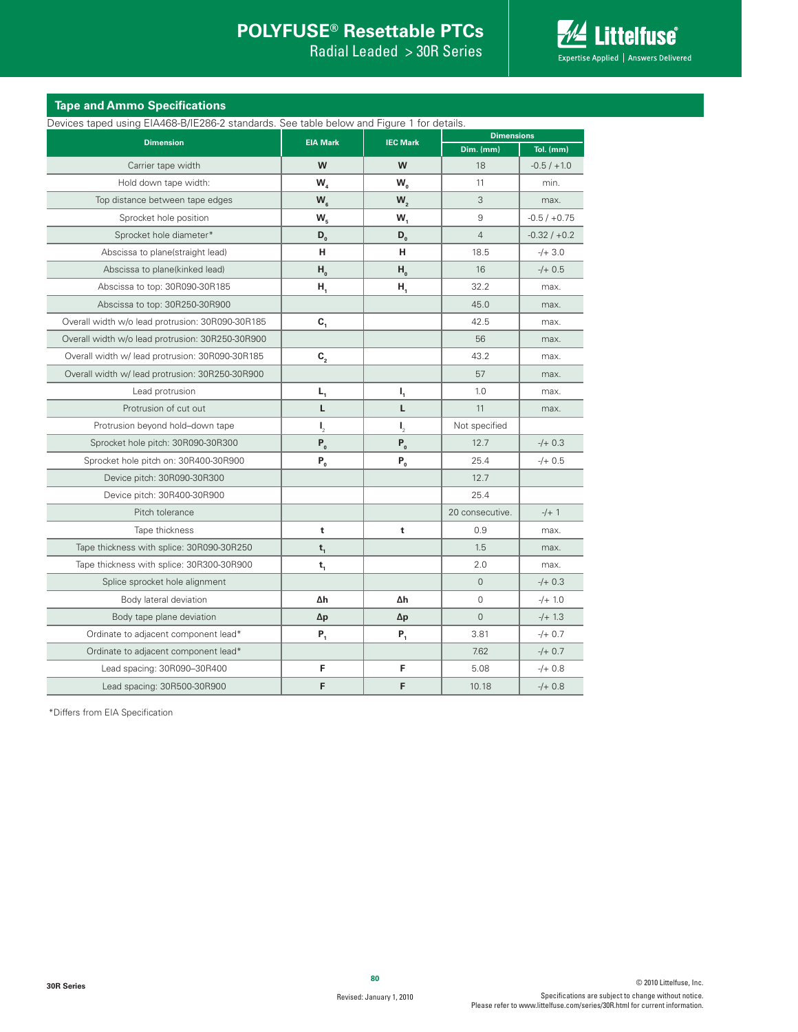## Tape and Ammo Specifications

Devices taped using EIA468-B/IE286-2 standards. See table below and Figure 1 for details.

| Dimension | EIA Mark | IEC Mark | Dimensions | |
|---|---|---|---|---|
| | | | Dim. (mm) | Tol. (mm) |
| Carrier tape width | W | W | 18 | -0.5 / +1.0 |
| Hold down tape width: | $W_4$ | $W_0$ | 11 | min. |
| Top distance between tape edges | $W_6$ | $W_2$ | 3 | max. |
| Sprocket hole position | $W_5$ | $W_1$ | 9 | -0.5 / +0.75 |
| Sprocket hole diameter* | $D_0$ | $D_0$ | 4 | -0.32 / +0.2 |
| Abscissa to plane(straight lead) | H | H | 18.5 | -/+ 3.0 |
| Abscissa to plane(kinked lead) | $H_0$ | $H_0$ | 16 | -/+ 0.5 |
| Abscissa to top: 30R090-30R185 | $H_1$ | $H_1$ | 32.2 | max. |
| Abscissa to top: 30R250-30R900 | | | 45.0 | max. |
| Overall width w/o lead protrusion: 30R090-30R185 | $C_1$ | | 42.5 | max. |
| Overall width w/o lead protrusion: 30R250-30R900 | | | 56 | max. |
| Overall width w/ lead protrusion: 30R090-30R185 | $C_2$ | | 43.2 | max. |
| Overall width w/ lead protrusion: 30R250-30R900 | | | 57 | max. |
| Lead protrusion | $L_1$ | $l_1$ | 1.0 | max. |
| Protrusion of cut out | L | L | 11 | max. |
| Protrusion beyond hold–down tape | $l_2$ | $l_2$ | Not specified | |
| Sprocket hole pitch: 30R090-30R300 | $P_0$ | $P_0$ | 12.7 | -/+ 0.3 |
| Sprocket hole pitch on: 30R400-30R900 | $P_0$ | $P_0$ | 25.4 | -/+ 0.5 |
| Device pitch: 30R090-30R300 | | | 12.7 | |
| Device pitch: 30R400-30R900 | | | 25.4 | |
| Pitch tolerance | | | 20 consecutive. | -/+ 1 |
| Tape thickness | t | t | 0.9 | max. |
| Tape thickness with splice: 30R090-30R250 | $t_1$ | | 1.5 | max. |
| Tape thickness with splice: 30R300-30R900 | $t_1$ | | 2.0 | max. |
| Splice sprocket hole alignment | | | 0 | -/+ 0.3 |
| Body lateral deviation | $\Delta h$ | $\Delta h$ | 0 | -/+ 1.0 |
| Body tape plane deviation | $\Delta p$ | $\Delta p$ | 0 | -/+ 1.3 |
| Ordinate to adjacent component lead* | $P_1$ | $P_1$ | 3.81 | -/+ 0.7 |
| Ordinate to adjacent component lead* | | | 7.62 | -/+ 0.7 |
| Lead spacing: 30R090–30R400 | F | F | 5.08 | -/+ 0.8 |
| Lead spacing: 30R500-30R900 | F | F | 10.18 | -/+ 0.8 |

*Differs from EIA Specification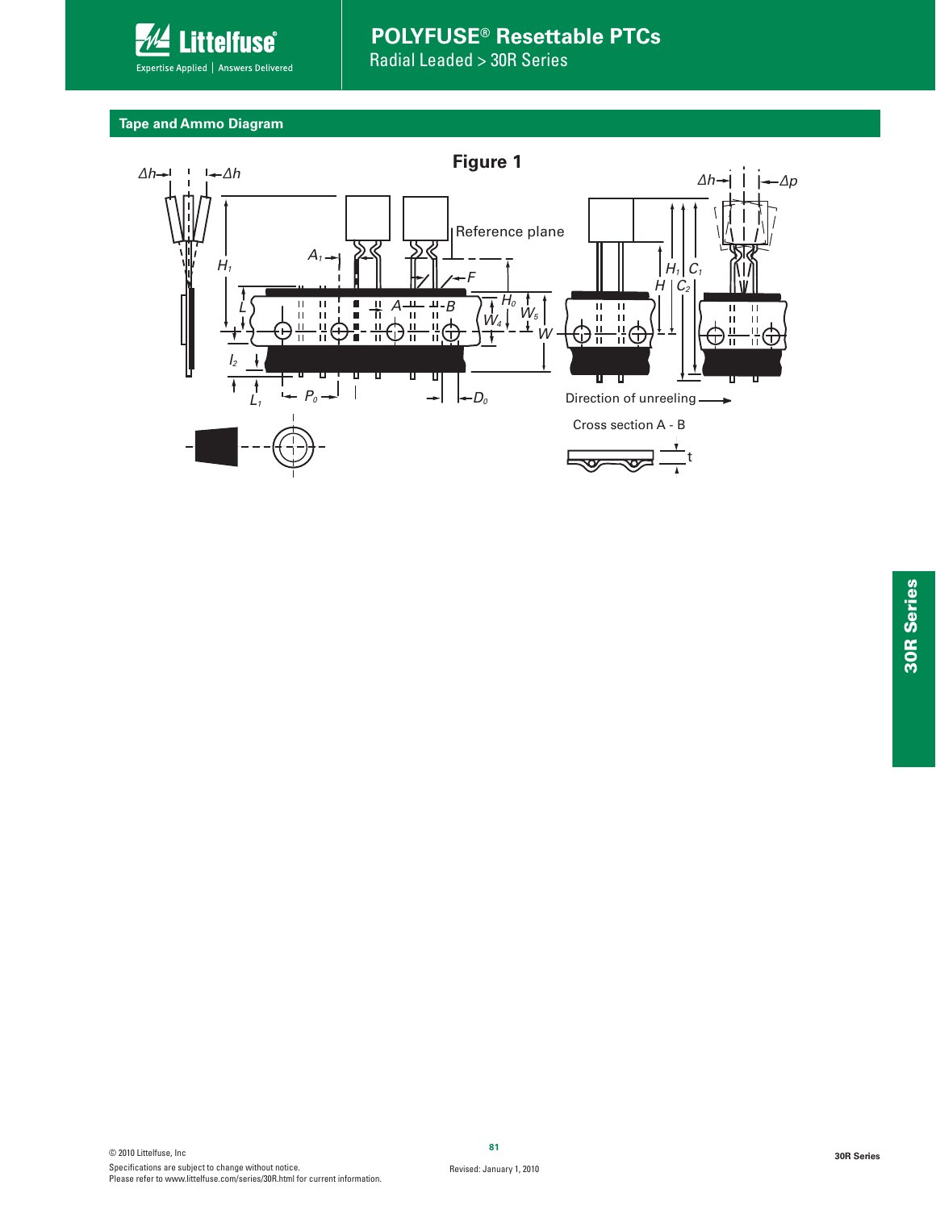## Tape and Ammo Diagram

**Figure 1**

Δh Δh Δp

Reference plane

$A_1$ $H_1$ $L$ $l_2$ $L_1$ $P_0$ $F$ $A$ $B$ $H_0$ $W_4$ $W_5$ $W$ $D_0$ $H$ $H_1$ $C_1$ $C_2$

Direction of unreeling

Cross section A - B

t